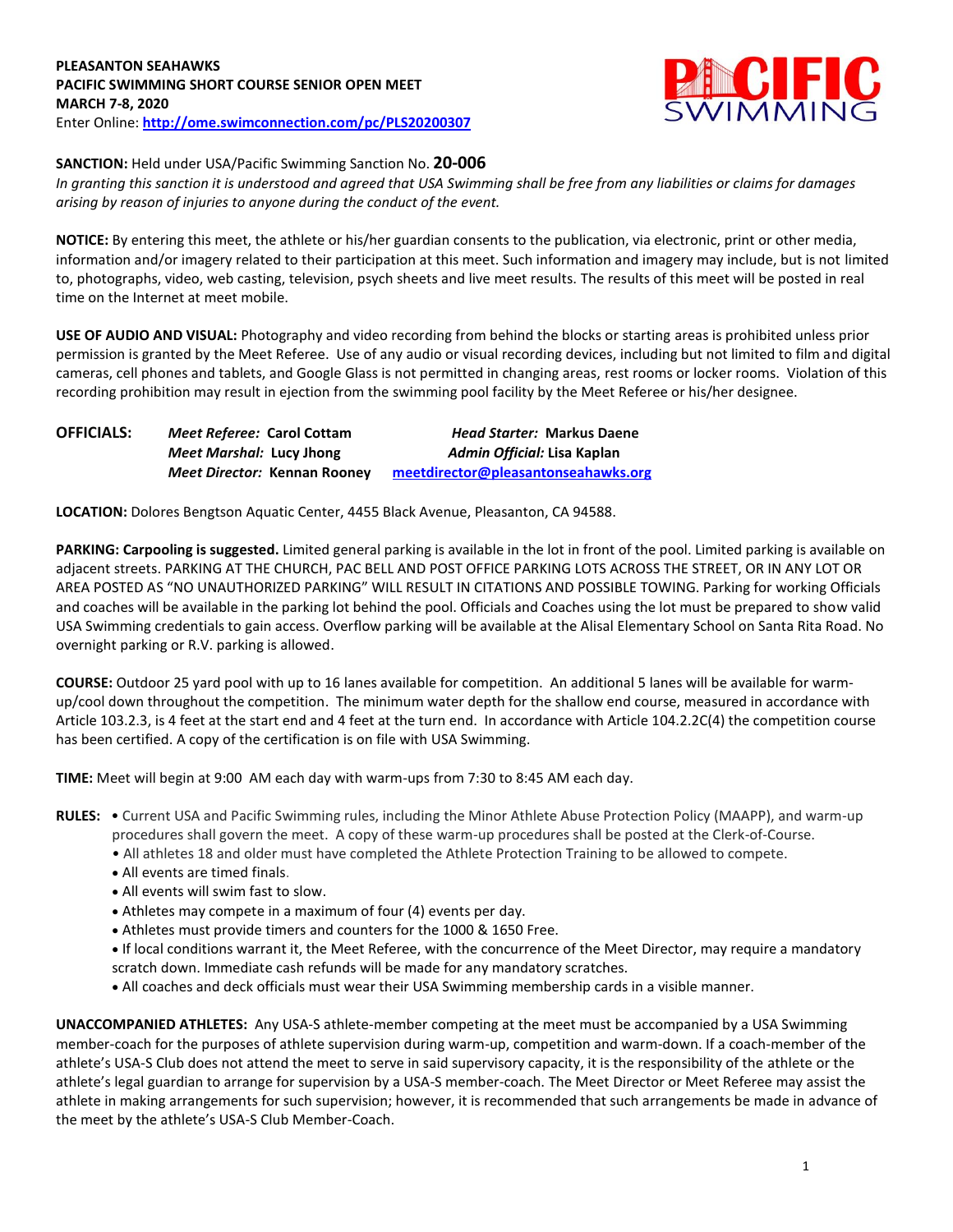**PLEASANTON SEAHAWKS**
**PACIFIC SWIMMING SHORT COURSE SENIOR OPEN MEET**
**MARCH 7-8, 2020**
Enter Online: **http://ome.swimconnection.com/pc/PLS20200307**

**SANCTION:** Held under USA/Pacific Swimming Sanction No. **20-006**
*In granting this sanction it is understood and agreed that USA Swimming shall be free from any liabilities or claims for damages arising by reason of injuries to anyone during the conduct of the event.*

**NOTICE:** By entering this meet, the athlete or his/her guardian consents to the publication, via electronic, print or other media, information and/or imagery related to their participation at this meet. Such information and imagery may include, but is not limited to, photographs, video, web casting, television, psych sheets and live meet results. The results of this meet will be posted in real time on the Internet at meet mobile.

**USE OF AUDIO AND VISUAL:** Photography and video recording from behind the blocks or starting areas is prohibited unless prior permission is granted by the Meet Referee. Use of any audio or visual recording devices, including but not limited to film and digital cameras, cell phones and tablets, and Google Glass is not permitted in changing areas, rest rooms or locker rooms. Violation of this recording prohibition may result in ejection from the swimming pool facility by the Meet Referee or his/her designee.

**OFFICIALS:**
*Meet Referee:* **Carol Cottam** — *Head Starter:* **Markus Daene**
*Meet Marshal:* **Lucy Jhong** — *Admin Official:* **Lisa Kaplan**
*Meet Director:* **Kennan Rooney** — **meetdirector@pleasantonseahawks.org**

**LOCATION:** Dolores Bengtson Aquatic Center, 4455 Black Avenue, Pleasanton, CA 94588.

**PARKING: Carpooling is suggested.** Limited general parking is available in the lot in front of the pool. Limited parking is available on adjacent streets. PARKING AT THE CHURCH, PAC BELL AND POST OFFICE PARKING LOTS ACROSS THE STREET, OR IN ANY LOT OR AREA POSTED AS "NO UNAUTHORIZED PARKING" WILL RESULT IN CITATIONS AND POSSIBLE TOWING. Parking for working Officials and coaches will be available in the parking lot behind the pool. Officials and Coaches using the lot must be prepared to show valid USA Swimming credentials to gain access. Overflow parking will be available at the Alisal Elementary School on Santa Rita Road. No overnight parking or R.V. parking is allowed.

**COURSE:** Outdoor 25 yard pool with up to 16 lanes available for competition. An additional 5 lanes will be available for warm-up/cool down throughout the competition. The minimum water depth for the shallow end course, measured in accordance with Article 103.2.3, is 4 feet at the start end and 4 feet at the turn end. In accordance with Article 104.2.2C(4) the competition course has been certified. A copy of the certification is on file with USA Swimming.

**TIME:** Meet will begin at 9:00 AM each day with warm-ups from 7:30 to 8:45 AM each day.

**RULES:**
- Current USA and Pacific Swimming rules, including the Minor Athlete Abuse Protection Policy (MAAPP), and warm-up procedures shall govern the meet. A copy of these warm-up procedures shall be posted at the Clerk-of-Course.
- All athletes 18 and older must have completed the Athlete Protection Training to be allowed to compete.
- All events are timed finals.
- All events will swim fast to slow.
- Athletes may compete in a maximum of four (4) events per day.
- Athletes must provide timers and counters for the 1000 & 1650 Free.
- If local conditions warrant it, the Meet Referee, with the concurrence of the Meet Director, may require a mandatory scratch down. Immediate cash refunds will be made for any mandatory scratches.
- All coaches and deck officials must wear their USA Swimming membership cards in a visible manner.

**UNACCOMPANIED ATHLETES:** Any USA-S athlete-member competing at the meet must be accompanied by a USA Swimming member-coach for the purposes of athlete supervision during warm-up, competition and warm-down. If a coach-member of the athlete's USA-S Club does not attend the meet to serve in said supervisory capacity, it is the responsibility of the athlete or the athlete's legal guardian to arrange for supervision by a USA-S member-coach. The Meet Director or Meet Referee may assist the athlete in making arrangements for such supervision; however, it is recommended that such arrangements be made in advance of the meet by the athlete's USA-S Club Member-Coach.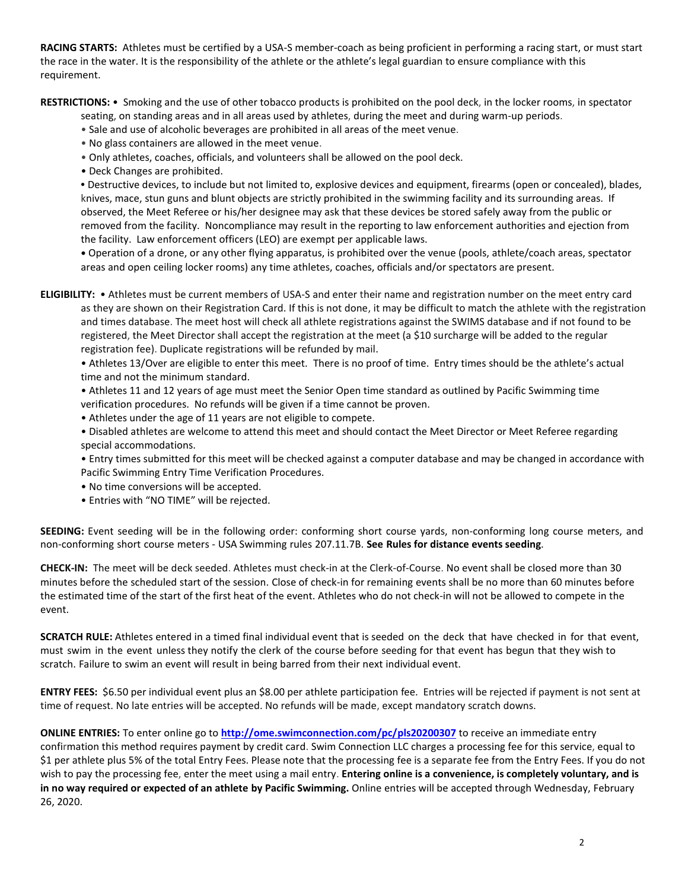**RACING STARTS:** Athletes must be certified by a USA-S member-coach as being proficient in performing a racing start, or must start the race in the water. It is the responsibility of the athlete or the athlete's legal guardian to ensure compliance with this requirement.

**RESTRICTIONS:** • Smoking and the use of other tobacco products is prohibited on the pool deck, in the locker rooms, in spectator seating, on standing areas and in all areas used by athletes, during the meet and during warm-up periods.

- Sale and use of alcoholic beverages are prohibited in all areas of the meet venue.
- No glass containers are allowed in the meet venue.
- Only athletes, coaches, officials, and volunteers shall be allowed on the pool deck.
- Deck Changes are prohibited.
- Destructive devices, to include but not limited to, explosive devices and equipment, firearms (open or concealed), blades, knives, mace, stun guns and blunt objects are strictly prohibited in the swimming facility and its surrounding areas. If observed, the Meet Referee or his/her designee may ask that these devices be stored safely away from the public or removed from the facility. Noncompliance may result in the reporting to law enforcement authorities and ejection from the facility. Law enforcement officers (LEO) are exempt per applicable laws.
- Operation of a drone, or any other flying apparatus, is prohibited over the venue (pools, athlete/coach areas, spectator areas and open ceiling locker rooms) any time athletes, coaches, officials and/or spectators are present.

**ELIGIBILITY:** • Athletes must be current members of USA-S and enter their name and registration number on the meet entry card as they are shown on their Registration Card. If this is not done, it may be difficult to match the athlete with the registration and times database. The meet host will check all athlete registrations against the SWIMS database and if not found to be registered, the Meet Director shall accept the registration at the meet (a $10 surcharge will be added to the regular registration fee). Duplicate registrations will be refunded by mail.

- Athletes 13/Over are eligible to enter this meet. There is no proof of time. Entry times should be the athlete's actual time and not the minimum standard.
- Athletes 11 and 12 years of age must meet the Senior Open time standard as outlined by Pacific Swimming time verification procedures. No refunds will be given if a time cannot be proven.
- Athletes under the age of 11 years are not eligible to compete.
- Disabled athletes are welcome to attend this meet and should contact the Meet Director or Meet Referee regarding special accommodations.
- Entry times submitted for this meet will be checked against a computer database and may be changed in accordance with Pacific Swimming Entry Time Verification Procedures.
- No time conversions will be accepted.
- Entries with "NO TIME" will be rejected.

**SEEDING:** Event seeding will be in the following order: conforming short course yards, non-conforming long course meters, and non-conforming short course meters - USA Swimming rules 207.11.7B. **See Rules for distance events seeding**.

**CHECK-IN:** The meet will be deck seeded. Athletes must check-in at the Clerk-of-Course. No event shall be closed more than 30 minutes before the scheduled start of the session. Close of check-in for remaining events shall be no more than 60 minutes before the estimated time of the start of the first heat of the event. Athletes who do not check-in will not be allowed to compete in the event.

**SCRATCH RULE:** Athletes entered in a timed final individual event that is seeded on the deck that have checked in for that event, must swim in the event unless they notify the clerk of the course before seeding for that event has begun that they wish to scratch. Failure to swim an event will result in being barred from their next individual event.

**ENTRY FEES:** $6.50 per individual event plus an $8.00 per athlete participation fee. Entries will be rejected if payment is not sent at time of request. No late entries will be accepted. No refunds will be made, except mandatory scratch downs.

**ONLINE ENTRIES:** To enter online go to **http://ome.swimconnection.com/pc/pls20200307** to receive an immediate entry confirmation this method requires payment by credit card. Swim Connection LLC charges a processing fee for this service, equal to $1 per athlete plus 5% of the total Entry Fees. Please note that the processing fee is a separate fee from the Entry Fees. If you do not wish to pay the processing fee, enter the meet using a mail entry. **Entering online is a convenience, is completely voluntary, and is in no way required or expected of an athlete by Pacific Swimming.** Online entries will be accepted through Wednesday, February 26, 2020.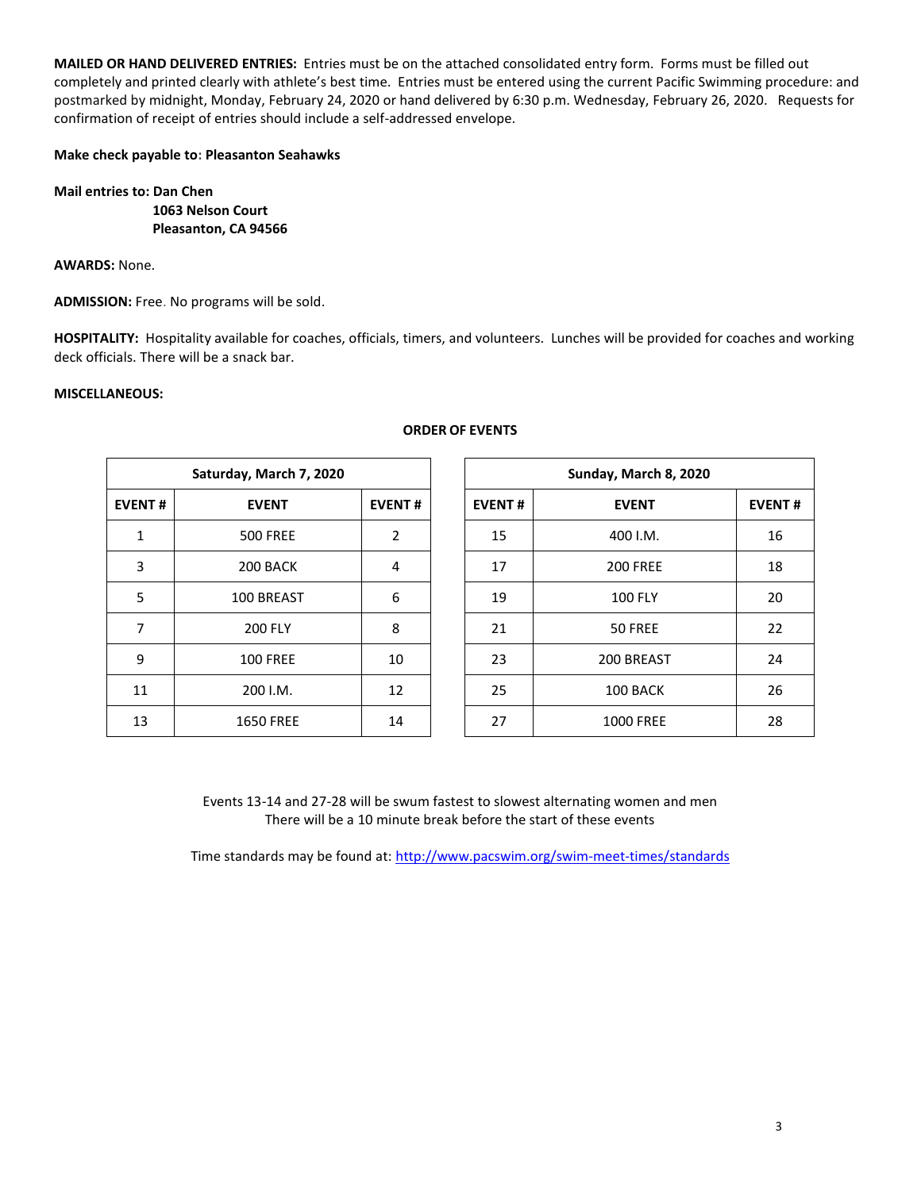**MAILED OR HAND DELIVERED ENTRIES:** Entries must be on the attached consolidated entry form. Forms must be filled out completely and printed clearly with athlete's best time. Entries must be entered using the current Pacific Swimming procedure: and postmarked by midnight, Monday, February 24, 2020 or hand delivered by 6:30 p.m. Wednesday, February 26, 2020. Requests for confirmation of receipt of entries should include a self-addressed envelope.

**Make check payable to: Pleasanton Seahawks**

**Mail entries to: Dan Chen**
**1063 Nelson Court**
**Pleasanton, CA 94566**

**AWARDS:** None.

**ADMISSION:** Free. No programs will be sold.

**HOSPITALITY:** Hospitality available for coaches, officials, timers, and volunteers. Lunches will be provided for coaches and working deck officials. There will be a snack bar.

**MISCELLANEOUS:**

**ORDER OF EVENTS**

| Saturday, March 7, 2020 | | |
|---|---|---|
| **EVENT #** | **EVENT** | **EVENT #** |
| 1 | 500 FREE | 2 |
| 3 | 200 BACK | 4 |
| 5 | 100 BREAST | 6 |
| 7 | 200 FLY | 8 |
| 9 | 100 FREE | 10 |
| 11 | 200 I.M. | 12 |
| 13 | 1650 FREE | 14 |

| Sunday, March 8, 2020 | | |
|---|---|---|
| **EVENT #** | **EVENT** | **EVENT #** |
| 15 | 400 I.M. | 16 |
| 17 | 200 FREE | 18 |
| 19 | 100 FLY | 20 |
| 21 | 50 FREE | 22 |
| 23 | 200 BREAST | 24 |
| 25 | 100 BACK | 26 |
| 27 | 1000 FREE | 28 |

Events 13-14 and 27-28 will be swum fastest to slowest alternating women and men
There will be a 10 minute break before the start of these events

Time standards may be found at: http://www.pacswim.org/swim-meet-times/standards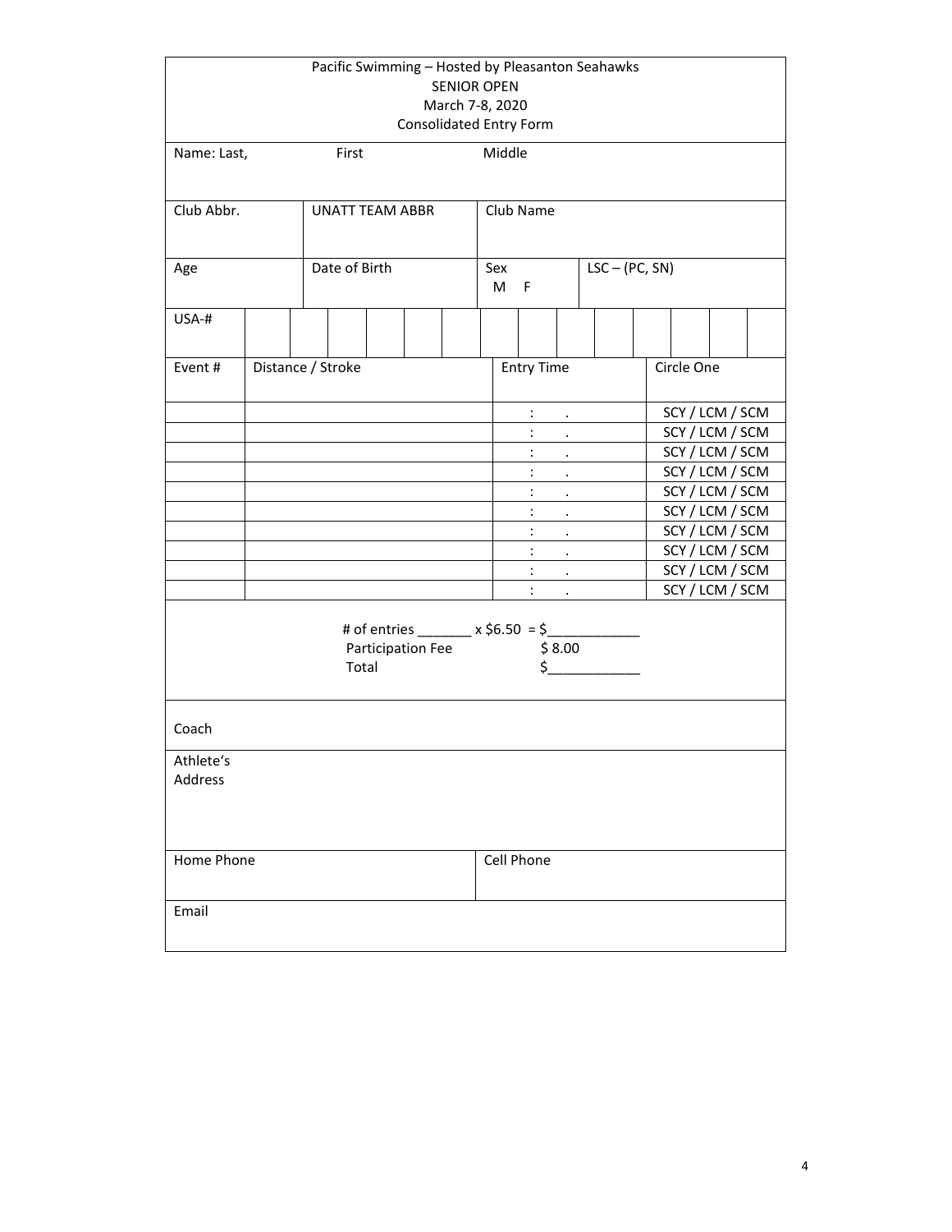Pacific Swimming – Hosted by Pleasanton Seahawks
SENIOR OPEN
March 7-8, 2020
Consolidated Entry Form

| | | | |
|---|---|---|---|
| Name: Last, | First | Middle | |
| Club Abbr. | UNATT TEAM ABBR | Club Name | |
| Age | Date of Birth | Sex<br>M F | LSC – (PC, SN) |

| | | | | | | | | | | | | | |
|---|---|---|---|---|---|---|---|---|---|---|---|---|---|
| USA-# | | | | | | | | | | | | | |

| Event # | Distance / Stroke | Entry Time | Circle One |
|---|---|---|---|
| | | : . | SCY / LCM / SCM |
| | | : . | SCY / LCM / SCM |
| | | : . | SCY / LCM / SCM |
| | | : . | SCY / LCM / SCM |
| | | : . | SCY / LCM / SCM |
| | | : . | SCY / LCM / SCM |
| | | : . | SCY / LCM / SCM |
| | | : . | SCY / LCM / SCM |
| | | : . | SCY / LCM / SCM |
| | | : . | SCY / LCM / SCM |

# of entries _______ x $6.50 = $____________
Participation Fee $ 8.00
Total $____________

| | |
|---|---|
| Coach | |
| Athlete's Address | |
| Home Phone | Cell Phone |
| Email | |